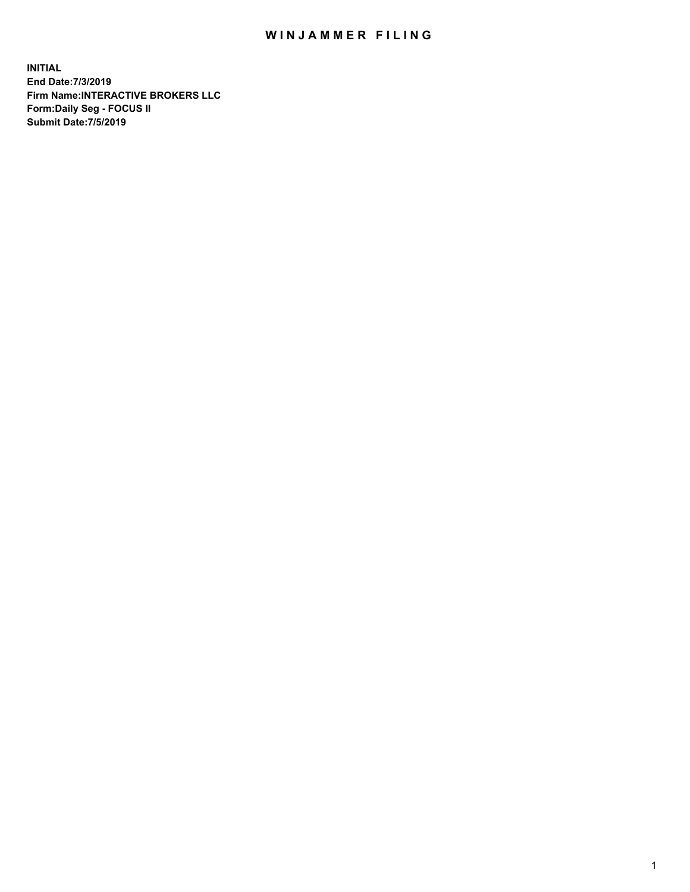# WINJAMMER FILING

**INITIAL**
**End Date:7/3/2019**
**Firm Name:INTERACTIVE BROKERS LLC**
**Form:Daily Seg - FOCUS II**
**Submit Date:7/5/2019**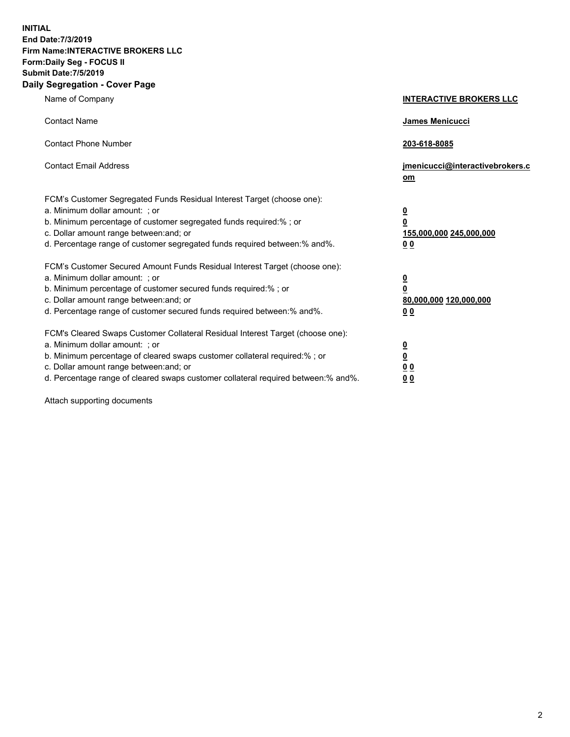**INITIAL**
**End Date:7/3/2019**
**Firm Name:INTERACTIVE BROKERS LLC**
**Form:Daily Seg - FOCUS II**
**Submit Date:7/5/2019**

## Daily Segregation - Cover Page

| | |
|---|---|
| Name of Company | **INTERACTIVE BROKERS LLC** |
| Contact Name | **James Menicucci** |
| Contact Phone Number | **203-618-8085** |
| Contact Email Address | **jmenicucci@interactivebrokers.com** |

FCM's Customer Segregated Funds Residual Interest Target (choose one):

| | |
|---|---|
| a. Minimum dollar amount: ; or | **0** |
| b. Minimum percentage of customer segregated funds required:% ; or | **0** |
| c. Dollar amount range between:and; or | **155,000,000 245,000,000** |
| d. Percentage range of customer segregated funds required between:% and%. | **0 0** |

FCM's Customer Secured Amount Funds Residual Interest Target (choose one):

| | |
|---|---|
| a. Minimum dollar amount: ; or | **0** |
| b. Minimum percentage of customer secured funds required:% ; or | **0** |
| c. Dollar amount range between:and; or | **80,000,000 120,000,000** |
| d. Percentage range of customer secured funds required between:% and%. | **0 0** |

FCM's Cleared Swaps Customer Collateral Residual Interest Target (choose one):

| | |
|---|---|
| a. Minimum dollar amount: ; or | **0** |
| b. Minimum percentage of cleared swaps customer collateral required:% ; or | **0** |
| c. Dollar amount range between:and; or | **0 0** |
| d. Percentage range of cleared swaps customer collateral required between:% and%. | **0 0** |

Attach supporting documents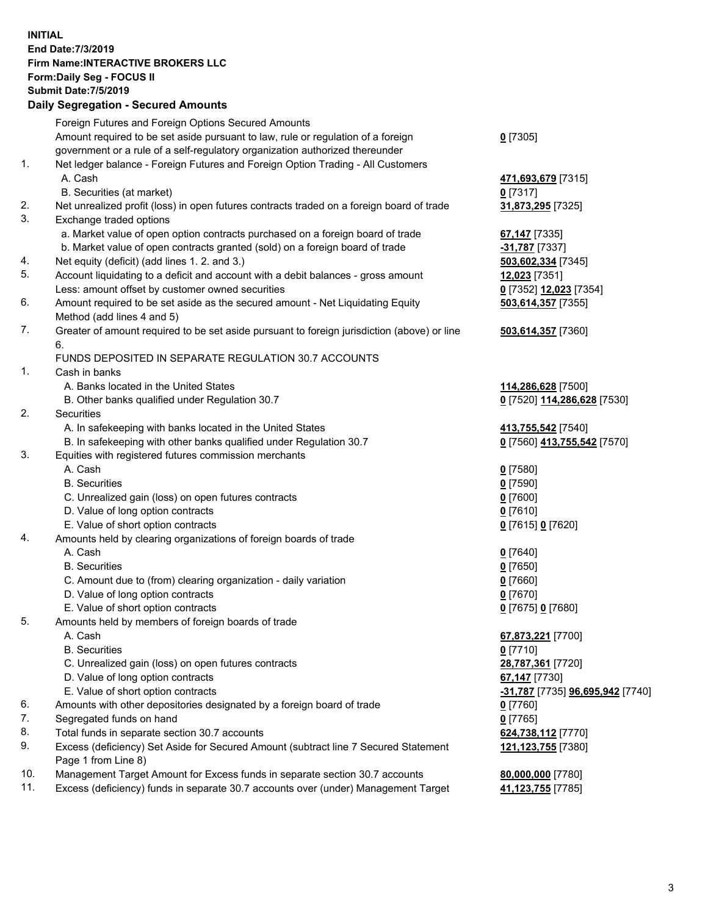**INITIAL**
**End Date:7/3/2019**
**Firm Name:INTERACTIVE BROKERS LLC**
**Form:Daily Seg - FOCUS II**
**Submit Date:7/5/2019**
**Daily Segregation - Secured Amounts**

| | | |
|---|---|---|
| | Foreign Futures and Foreign Options Secured Amounts | |
| | Amount required to be set aside pursuant to law, rule or regulation of a foreign government or a rule of a self-regulatory organization authorized thereunder | **0** [7305] |
| 1. | Net ledger balance - Foreign Futures and Foreign Option Trading - All Customers | |
| | A. Cash | **471,693,679** [7315] |
| | B. Securities (at market) | **0** [7317] |
| 2. | Net unrealized profit (loss) in open futures contracts traded on a foreign board of trade | **31,873,295** [7325] |
| 3. | Exchange traded options | |
| | a. Market value of open option contracts purchased on a foreign board of trade | **67,147** [7335] |
| | b. Market value of open contracts granted (sold) on a foreign board of trade | **-31,787** [7337] |
| 4. | Net equity (deficit) (add lines 1. 2. and 3.) | **503,602,334** [7345] |
| 5. | Account liquidating to a deficit and account with a debit balances - gross amount | **12,023** [7351] |
| | Less: amount offset by customer owned securities | **0** [7352] **12,023** [7354] |
| 6. | Amount required to be set aside as the secured amount - Net Liquidating Equity Method (add lines 4 and 5) | **503,614,357** [7355] |
| 7. | Greater of amount required to be set aside pursuant to foreign jurisdiction (above) or line 6. | **503,614,357** [7360] |
| | FUNDS DEPOSITED IN SEPARATE REGULATION 30.7 ACCOUNTS | |
| 1. | Cash in banks | |
| | A. Banks located in the United States | **114,286,628** [7500] |
| | B. Other banks qualified under Regulation 30.7 | **0** [7520] **114,286,628** [7530] |
| 2. | Securities | |
| | A. In safekeeping with banks located in the United States | **413,755,542** [7540] |
| | B. In safekeeping with other banks qualified under Regulation 30.7 | **0** [7560] **413,755,542** [7570] |
| 3. | Equities with registered futures commission merchants | |
| | A. Cash | **0** [7580] |
| | B. Securities | **0** [7590] |
| | C. Unrealized gain (loss) on open futures contracts | **0** [7600] |
| | D. Value of long option contracts | **0** [7610] |
| | E. Value of short option contracts | **0** [7615] **0** [7620] |
| 4. | Amounts held by clearing organizations of foreign boards of trade | |
| | A. Cash | **0** [7640] |
| | B. Securities | **0** [7650] |
| | C. Amount due to (from) clearing organization - daily variation | **0** [7660] |
| | D. Value of long option contracts | **0** [7670] |
| | E. Value of short option contracts | **0** [7675] **0** [7680] |
| 5. | Amounts held by members of foreign boards of trade | |
| | A. Cash | **67,873,221** [7700] |
| | B. Securities | **0** [7710] |
| | C. Unrealized gain (loss) on open futures contracts | **28,787,361** [7720] |
| | D. Value of long option contracts | **67,147** [7730] |
| | E. Value of short option contracts | **-31,787** [7735] **96,695,942** [7740] |
| 6. | Amounts with other depositories designated by a foreign board of trade | **0** [7760] |
| 7. | Segregated funds on hand | **0** [7765] |
| 8. | Total funds in separate section 30.7 accounts | **624,738,112** [7770] |
| 9. | Excess (deficiency) Set Aside for Secured Amount (subtract line 7 Secured Statement Page 1 from Line 8) | **121,123,755** [7380] |
| 10. | Management Target Amount for Excess funds in separate section 30.7 accounts | **80,000,000** [7780] |
| 11. | Excess (deficiency) funds in separate 30.7 accounts over (under) Management Target | **41,123,755** [7785] |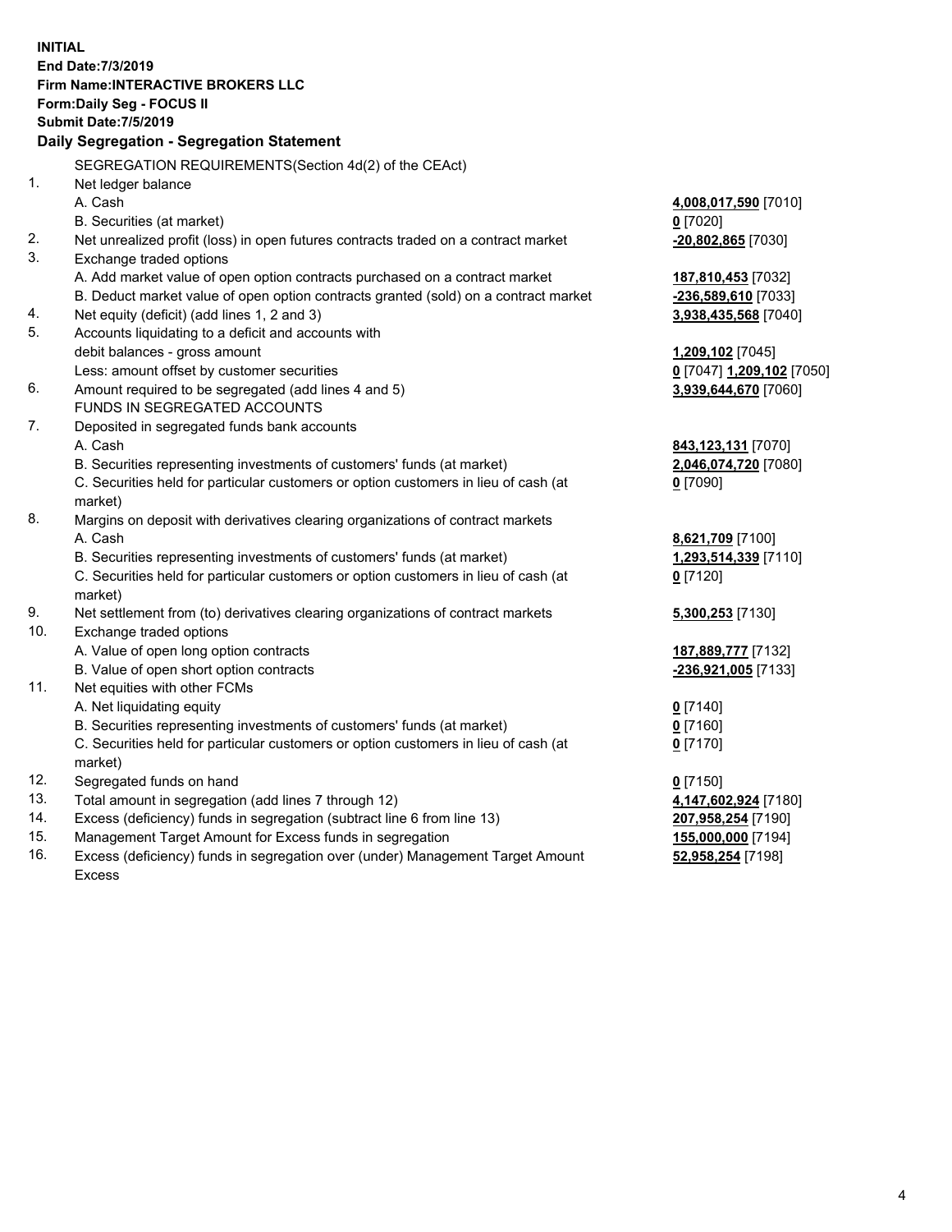**INITIAL**
**End Date:7/3/2019**
**Firm Name:INTERACTIVE BROKERS LLC**
**Form:Daily Seg - FOCUS II**
**Submit Date:7/5/2019**

## Daily Segregation - Segregation Statement

SEGREGATION REQUIREMENTS(Section 4d(2) of the CEAct)

| | | |
|---|---|---|
| 1. | Net ledger balance | |
| | A. Cash | **4,008,017,590** [7010] |
| | B. Securities (at market) | **0** [7020] |
| 2. | Net unrealized profit (loss) in open futures contracts traded on a contract market | **-20,802,865** [7030] |
| 3. | Exchange traded options | |
| | A. Add market value of open option contracts purchased on a contract market | **187,810,453** [7032] |
| | B. Deduct market value of open option contracts granted (sold) on a contract market | **-236,589,610** [7033] |
| 4. | Net equity (deficit) (add lines 1, 2 and 3) | **3,938,435,568** [7040] |
| 5. | Accounts liquidating to a deficit and accounts with | |
| | debit balances - gross amount | **1,209,102** [7045] |
| | Less: amount offset by customer securities | **0** [7047] **1,209,102** [7050] |
| 6. | Amount required to be segregated (add lines 4 and 5) | **3,939,644,670** [7060] |
| | FUNDS IN SEGREGATED ACCOUNTS | |
| 7. | Deposited in segregated funds bank accounts | |
| | A. Cash | **843,123,131** [7070] |
| | B. Securities representing investments of customers' funds (at market) | **2,046,074,720** [7080] |
| | C. Securities held for particular customers or option customers in lieu of cash (at market) | **0** [7090] |
| 8. | Margins on deposit with derivatives clearing organizations of contract markets | |
| | A. Cash | **8,621,709** [7100] |
| | B. Securities representing investments of customers' funds (at market) | **1,293,514,339** [7110] |
| | C. Securities held for particular customers or option customers in lieu of cash (at market) | **0** [7120] |
| 9. | Net settlement from (to) derivatives clearing organizations of contract markets | **5,300,253** [7130] |
| 10. | Exchange traded options | |
| | A. Value of open long option contracts | **187,889,777** [7132] |
| | B. Value of open short option contracts | **-236,921,005** [7133] |
| 11. | Net equities with other FCMs | |
| | A. Net liquidating equity | **0** [7140] |
| | B. Securities representing investments of customers' funds (at market) | **0** [7160] |
| | C. Securities held for particular customers or option customers in lieu of cash (at market) | **0** [7170] |
| 12. | Segregated funds on hand | **0** [7150] |
| 13. | Total amount in segregation (add lines 7 through 12) | **4,147,602,924** [7180] |
| 14. | Excess (deficiency) funds in segregation (subtract line 6 from line 13) | **207,958,254** [7190] |
| 15. | Management Target Amount for Excess funds in segregation | **155,000,000** [7194] |
| 16. | Excess (deficiency) funds in segregation over (under) Management Target Amount Excess | **52,958,254** [7198] |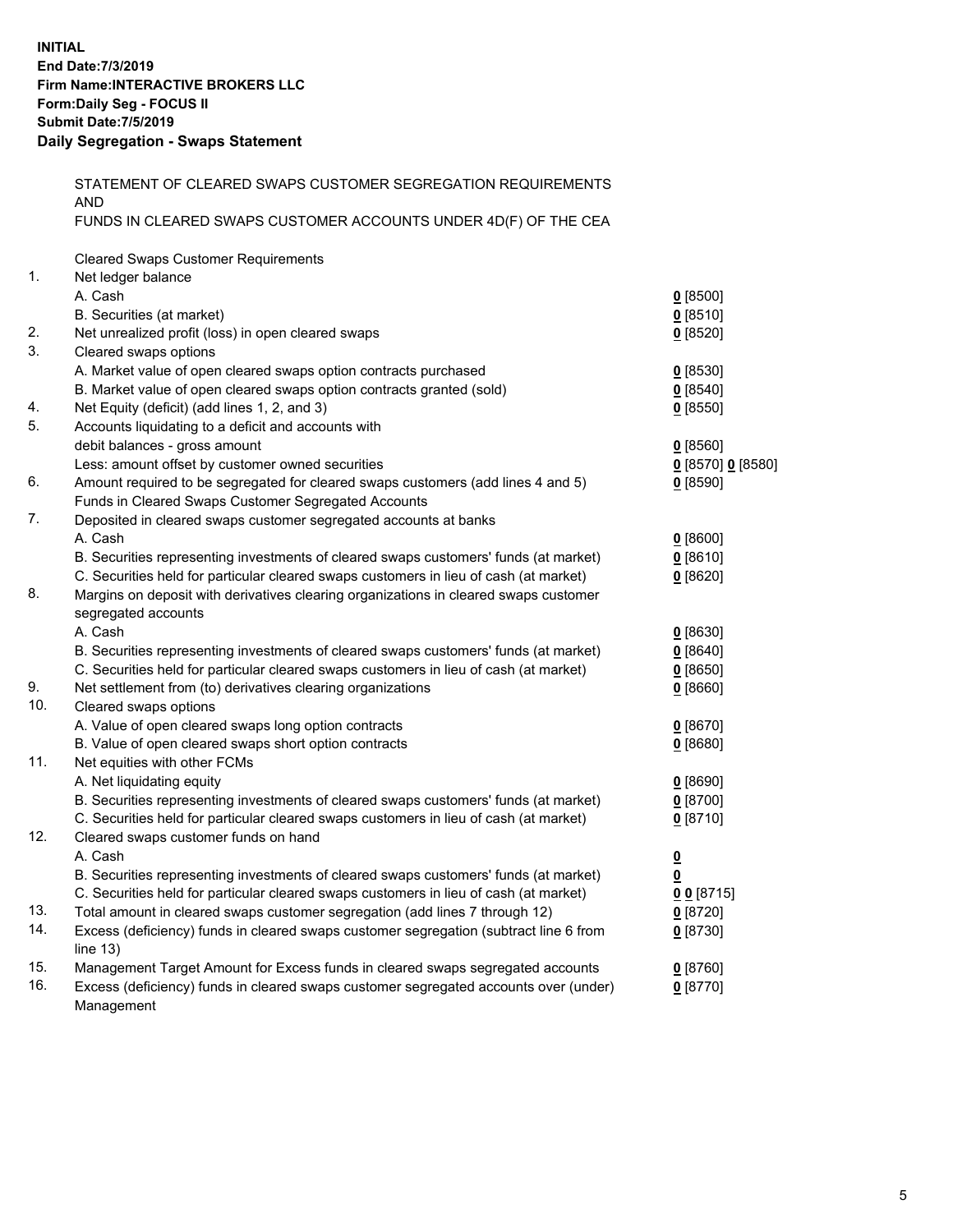**INITIAL**
**End Date:7/3/2019**
**Firm Name:INTERACTIVE BROKERS LLC**
**Form:Daily Seg - FOCUS II**
**Submit Date:7/5/2019**
**Daily Segregation - Swaps Statement**

STATEMENT OF CLEARED SWAPS CUSTOMER SEGREGATION REQUIREMENTS AND FUNDS IN CLEARED SWAPS CUSTOMER ACCOUNTS UNDER 4D(F) OF THE CEA

| | | |
|---|---|---|
| | Cleared Swaps Customer Requirements | |
| 1. | Net ledger balance | |
| | A. Cash | 0 [8500] |
| | B. Securities (at market) | 0 [8510] |
| 2. | Net unrealized profit (loss) in open cleared swaps | 0 [8520] |
| 3. | Cleared swaps options | |
| | A. Market value of open cleared swaps option contracts purchased | 0 [8530] |
| | B. Market value of open cleared swaps option contracts granted (sold) | 0 [8540] |
| 4. | Net Equity (deficit) (add lines 1, 2, and 3) | 0 [8550] |
| 5. | Accounts liquidating to a deficit and accounts with debit balances - gross amount | 0 [8560] |
| | Less: amount offset by customer owned securities | 0 [8570] 0 [8580] |
| 6. | Amount required to be segregated for cleared swaps customers (add lines 4 and 5) | 0 [8590] |
| | Funds in Cleared Swaps Customer Segregated Accounts | |
| 7. | Deposited in cleared swaps customer segregated accounts at banks | |
| | A. Cash | 0 [8600] |
| | B. Securities representing investments of cleared swaps customers' funds (at market) | 0 [8610] |
| | C. Securities held for particular cleared swaps customers in lieu of cash (at market) | 0 [8620] |
| 8. | Margins on deposit with derivatives clearing organizations in cleared swaps customer segregated accounts | |
| | A. Cash | 0 [8630] |
| | B. Securities representing investments of cleared swaps customers' funds (at market) | 0 [8640] |
| | C. Securities held for particular cleared swaps customers in lieu of cash (at market) | 0 [8650] |
| 9. | Net settlement from (to) derivatives clearing organizations | 0 [8660] |
| 10. | Cleared swaps options | |
| | A. Value of open cleared swaps long option contracts | 0 [8670] |
| | B. Value of open cleared swaps short option contracts | 0 [8680] |
| 11. | Net equities with other FCMs | |
| | A. Net liquidating equity | 0 [8690] |
| | B. Securities representing investments of cleared swaps customers' funds (at market) | 0 [8700] |
| | C. Securities held for particular cleared swaps customers in lieu of cash (at market) | 0 [8710] |
| 12. | Cleared swaps customer funds on hand | |
| | A. Cash | 0 |
| | B. Securities representing investments of cleared swaps customers' funds (at market) | 0 |
| | C. Securities held for particular cleared swaps customers in lieu of cash (at market) | 0 0 [8715] |
| 13. | Total amount in cleared swaps customer segregation (add lines 7 through 12) | 0 [8720] |
| 14. | Excess (deficiency) funds in cleared swaps customer segregation (subtract line 6 from line 13) | 0 [8730] |
| 15. | Management Target Amount for Excess funds in cleared swaps segregated accounts | 0 [8760] |
| 16. | Excess (deficiency) funds in cleared swaps customer segregated accounts over (under) Management | 0 [8770] |